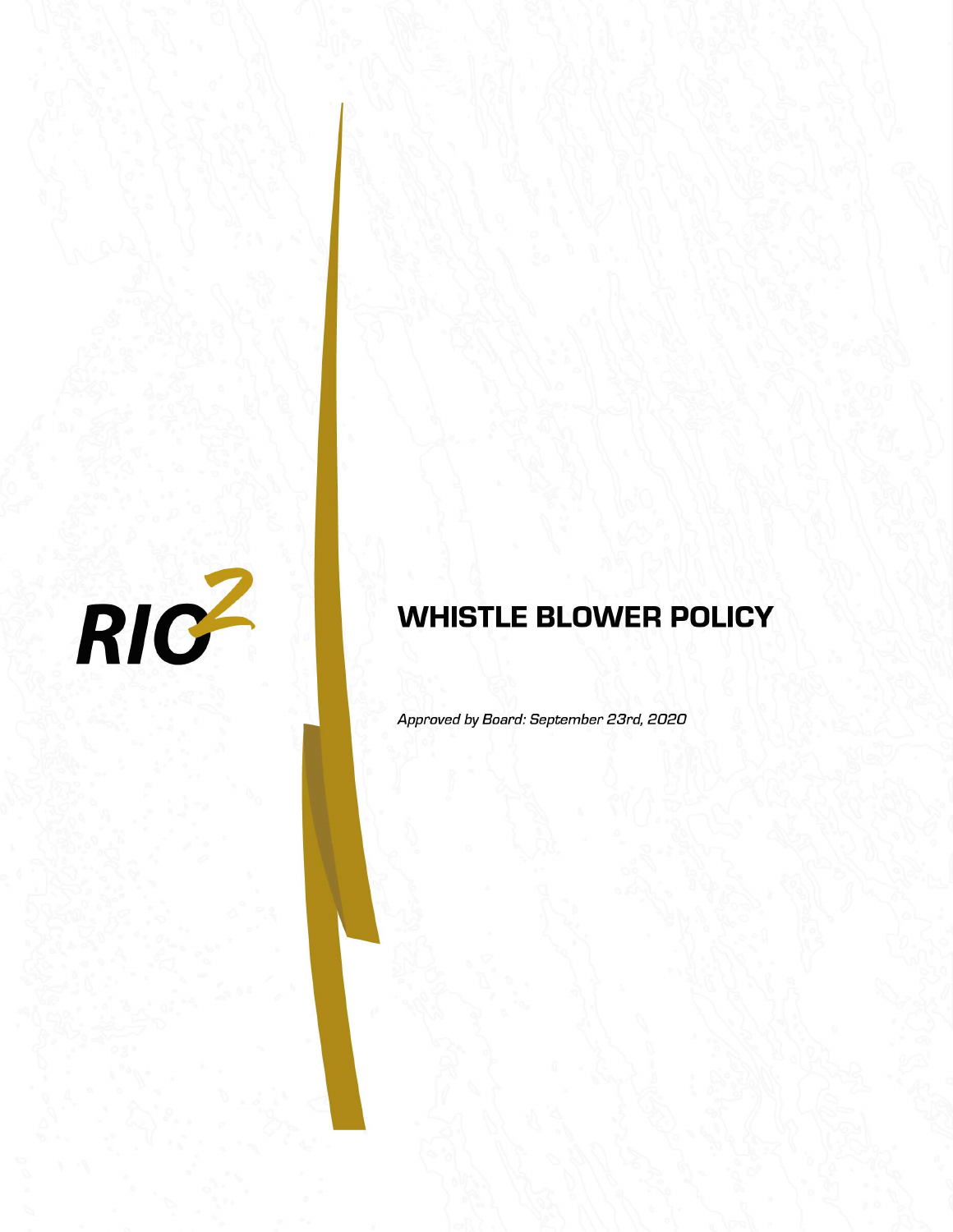RIO[2]

# WHISTLE BLOWER POLICY

*Approved by Board: September 23rd, 2020*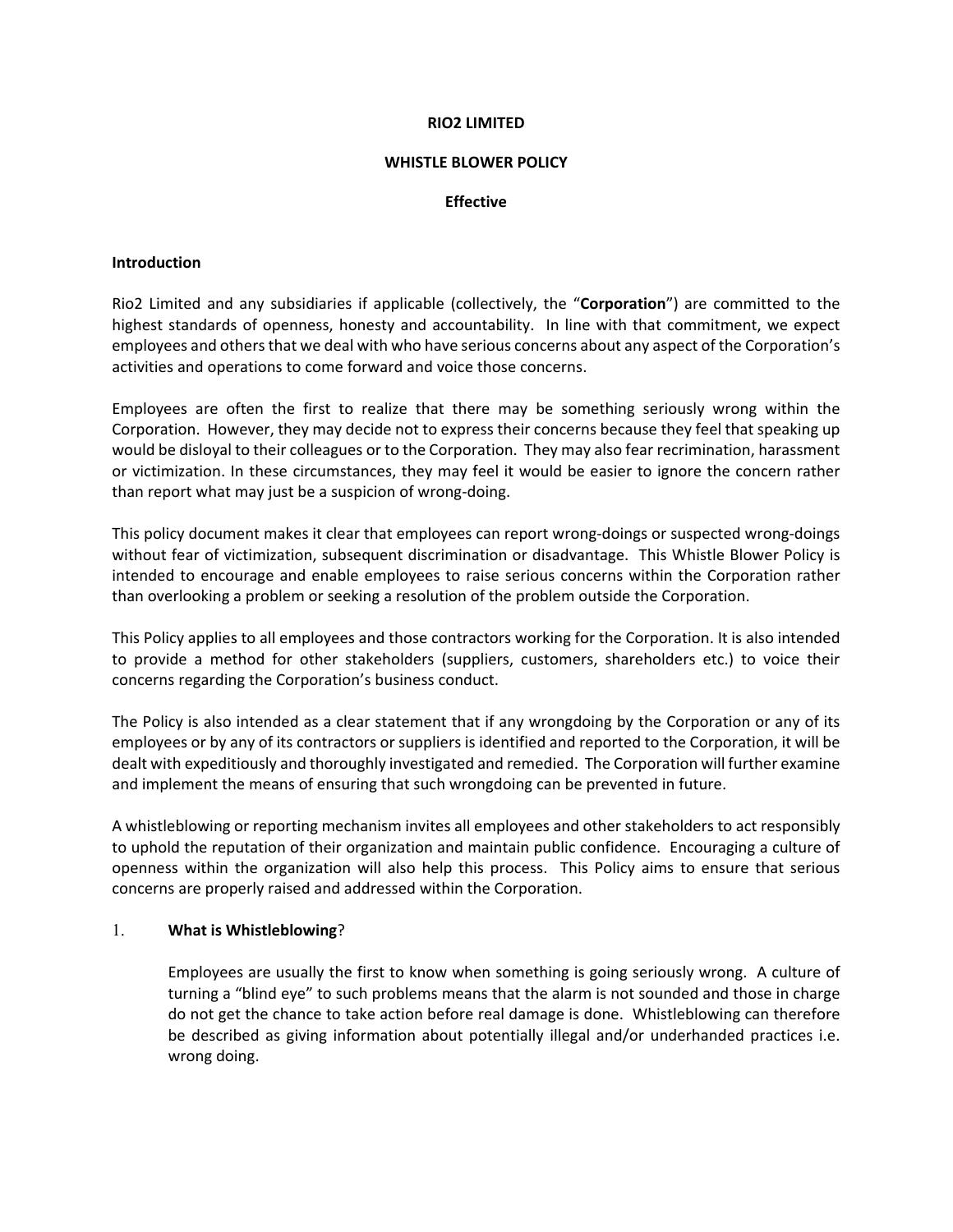**RIO2 LIMITED**

**WHISTLE BLOWER POLICY**

**Effective**

**Introduction**

Rio2 Limited and any subsidiaries if applicable (collectively, the "**Corporation**") are committed to the highest standards of openness, honesty and accountability. In line with that commitment, we expect employees and others that we deal with who have serious concerns about any aspect of the Corporation's activities and operations to come forward and voice those concerns.

Employees are often the first to realize that there may be something seriously wrong within the Corporation. However, they may decide not to express their concerns because they feel that speaking up would be disloyal to their colleagues or to the Corporation. They may also fear recrimination, harassment or victimization. In these circumstances, they may feel it would be easier to ignore the concern rather than report what may just be a suspicion of wrong-doing.

This policy document makes it clear that employees can report wrong-doings or suspected wrong-doings without fear of victimization, subsequent discrimination or disadvantage. This Whistle Blower Policy is intended to encourage and enable employees to raise serious concerns within the Corporation rather than overlooking a problem or seeking a resolution of the problem outside the Corporation.

This Policy applies to all employees and those contractors working for the Corporation. It is also intended to provide a method for other stakeholders (suppliers, customers, shareholders etc.) to voice their concerns regarding the Corporation's business conduct.

The Policy is also intended as a clear statement that if any wrongdoing by the Corporation or any of its employees or by any of its contractors or suppliers is identified and reported to the Corporation, it will be dealt with expeditiously and thoroughly investigated and remedied. The Corporation will further examine and implement the means of ensuring that such wrongdoing can be prevented in future.

A whistleblowing or reporting mechanism invites all employees and other stakeholders to act responsibly to uphold the reputation of their organization and maintain public confidence. Encouraging a culture of openness within the organization will also help this process. This Policy aims to ensure that serious concerns are properly raised and addressed within the Corporation.

1. **What is Whistleblowing**?

   Employees are usually the first to know when something is going seriously wrong. A culture of turning a "blind eye" to such problems means that the alarm is not sounded and those in charge do not get the chance to take action before real damage is done. Whistleblowing can therefore be described as giving information about potentially illegal and/or underhanded practices i.e. wrong doing.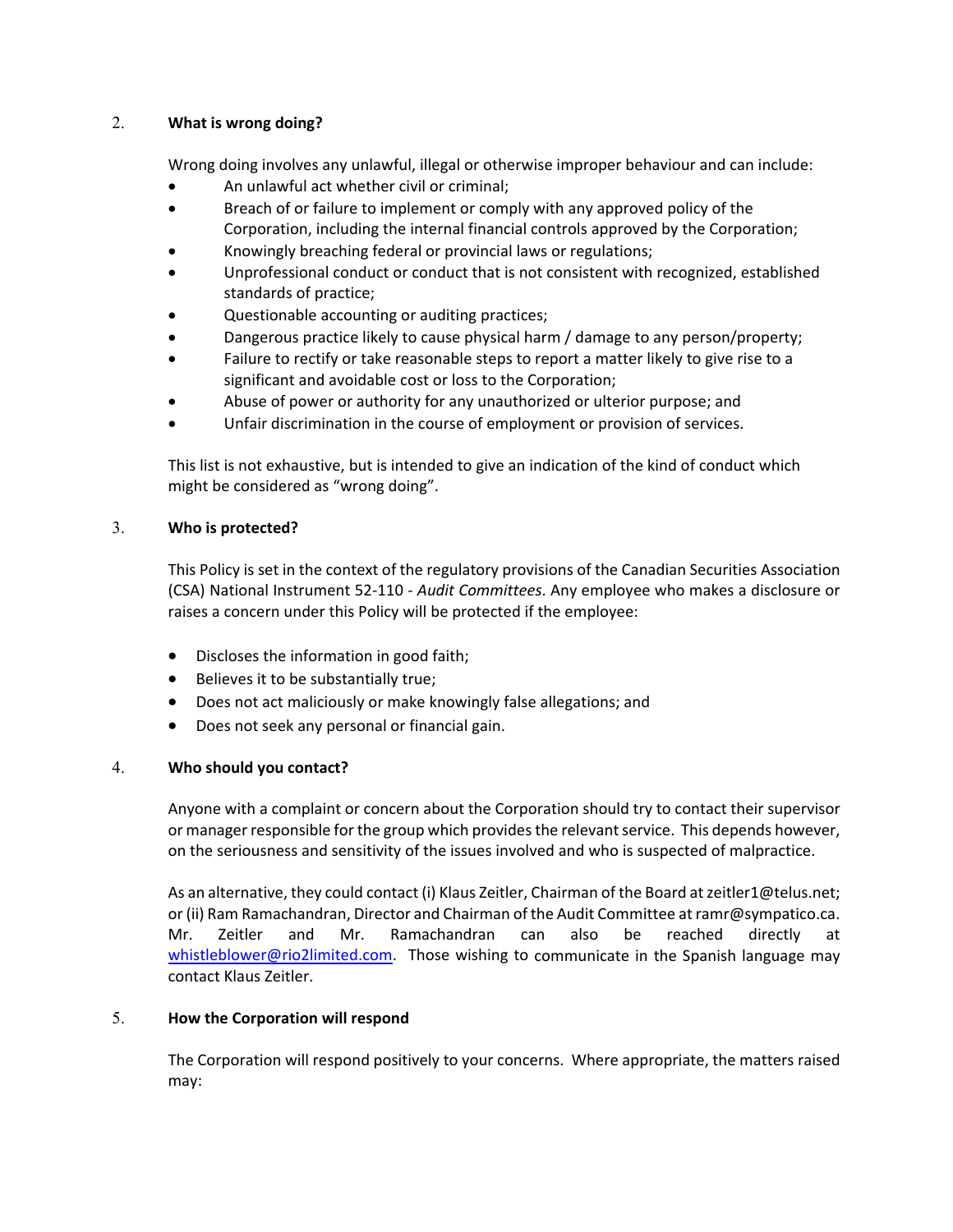## 2. What is wrong doing?

Wrong doing involves any unlawful, illegal or otherwise improper behaviour and can include:

- An unlawful act whether civil or criminal;
- Breach of or failure to implement or comply with any approved policy of the Corporation, including the internal financial controls approved by the Corporation;
- Knowingly breaching federal or provincial laws or regulations;
- Unprofessional conduct or conduct that is not consistent with recognized, established standards of practice;
- Questionable accounting or auditing practices;
- Dangerous practice likely to cause physical harm / damage to any person/property;
- Failure to rectify or take reasonable steps to report a matter likely to give rise to a significant and avoidable cost or loss to the Corporation;
- Abuse of power or authority for any unauthorized or ulterior purpose; and
- Unfair discrimination in the course of employment or provision of services.

This list is not exhaustive, but is intended to give an indication of the kind of conduct which might be considered as "wrong doing".

## 3. Who is protected?

This Policy is set in the context of the regulatory provisions of the Canadian Securities Association (CSA) National Instrument 52-110 - *Audit Committees*. Any employee who makes a disclosure or raises a concern under this Policy will be protected if the employee:

- Discloses the information in good faith;
- Believes it to be substantially true;
- Does not act maliciously or make knowingly false allegations; and
- Does not seek any personal or financial gain.

## 4. Who should you contact?

Anyone with a complaint or concern about the Corporation should try to contact their supervisor or manager responsible for the group which provides the relevant service. This depends however, on the seriousness and sensitivity of the issues involved and who is suspected of malpractice.

As an alternative, they could contact (i) Klaus Zeitler, Chairman of the Board at zeitler1@telus.net; or (ii) Ram Ramachandran, Director and Chairman of the Audit Committee at ramr@sympatico.ca. Mr. Zeitler and Mr. Ramachandran can also be reached directly at whistleblower@rio2limited.com. Those wishing to communicate in the Spanish language may contact Klaus Zeitler.

## 5. How the Corporation will respond

The Corporation will respond positively to your concerns. Where appropriate, the matters raised may: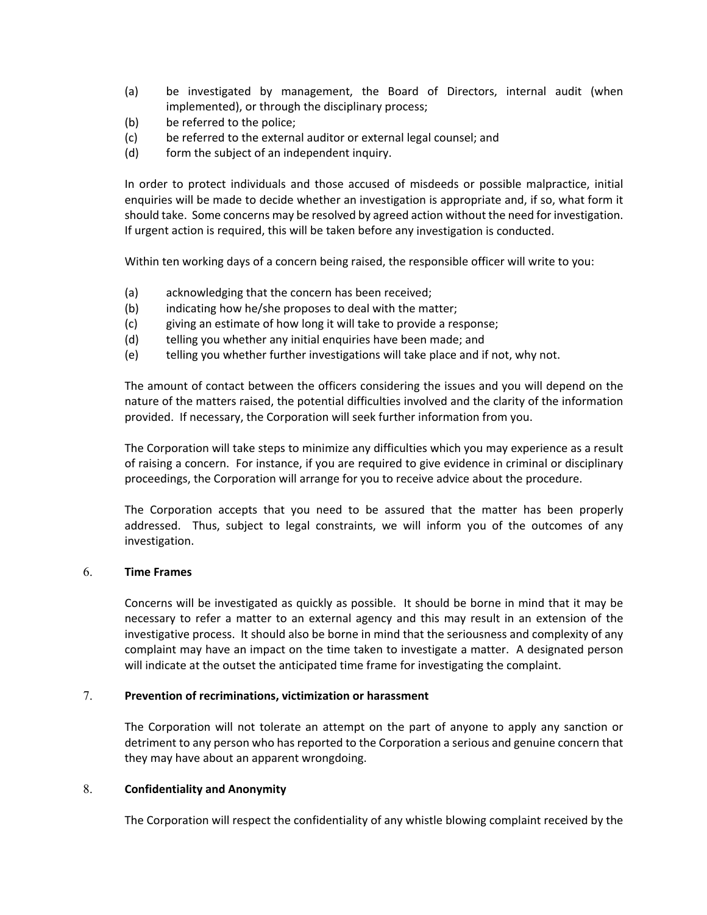(a) be investigated by management, the Board of Directors, internal audit (when implemented), or through the disciplinary process;
(b) be referred to the police;
(c) be referred to the external auditor or external legal counsel; and
(d) form the subject of an independent inquiry.

In order to protect individuals and those accused of misdeeds or possible malpractice, initial enquiries will be made to decide whether an investigation is appropriate and, if so, what form it should take. Some concerns may be resolved by agreed action without the need for investigation. If urgent action is required, this will be taken before any investigation is conducted.

Within ten working days of a concern being raised, the responsible officer will write to you:

(a) acknowledging that the concern has been received;
(b) indicating how he/she proposes to deal with the matter;
(c) giving an estimate of how long it will take to provide a response;
(d) telling you whether any initial enquiries have been made; and
(e) telling you whether further investigations will take place and if not, why not.

The amount of contact between the officers considering the issues and you will depend on the nature of the matters raised, the potential difficulties involved and the clarity of the information provided. If necessary, the Corporation will seek further information from you.

The Corporation will take steps to minimize any difficulties which you may experience as a result of raising a concern. For instance, if you are required to give evidence in criminal or disciplinary proceedings, the Corporation will arrange for you to receive advice about the procedure.

The Corporation accepts that you need to be assured that the matter has been properly addressed. Thus, subject to legal constraints, we will inform you of the outcomes of any investigation.

## 6. Time Frames

Concerns will be investigated as quickly as possible. It should be borne in mind that it may be necessary to refer a matter to an external agency and this may result in an extension of the investigative process. It should also be borne in mind that the seriousness and complexity of any complaint may have an impact on the time taken to investigate a matter. A designated person will indicate at the outset the anticipated time frame for investigating the complaint.

## 7. Prevention of recriminations, victimization or harassment

The Corporation will not tolerate an attempt on the part of anyone to apply any sanction or detriment to any person who has reported to the Corporation a serious and genuine concern that they may have about an apparent wrongdoing.

## 8. Confidentiality and Anonymity

The Corporation will respect the confidentiality of any whistle blowing complaint received by the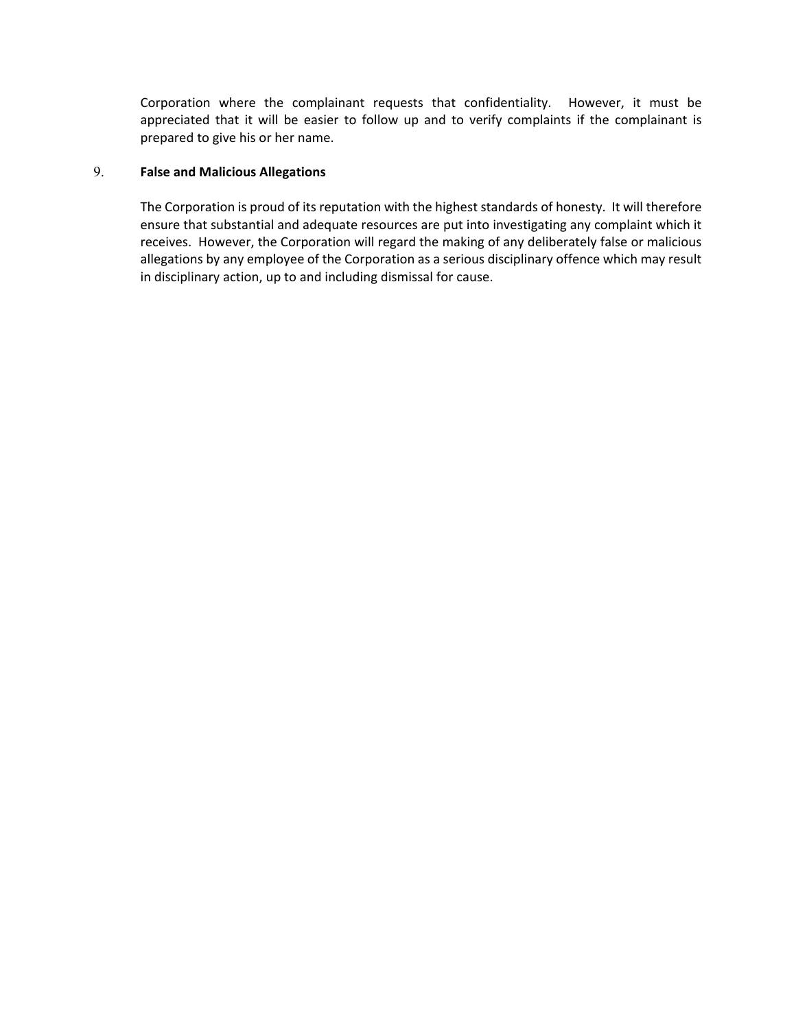Corporation where the complainant requests that confidentiality. However, it must be appreciated that it will be easier to follow up and to verify complaints if the complainant is prepared to give his or her name.

9. **False and Malicious Allegations**

The Corporation is proud of its reputation with the highest standards of honesty. It will therefore ensure that substantial and adequate resources are put into investigating any complaint which it receives. However, the Corporation will regard the making of any deliberately false or malicious allegations by any employee of the Corporation as a serious disciplinary offence which may result in disciplinary action, up to and including dismissal for cause.